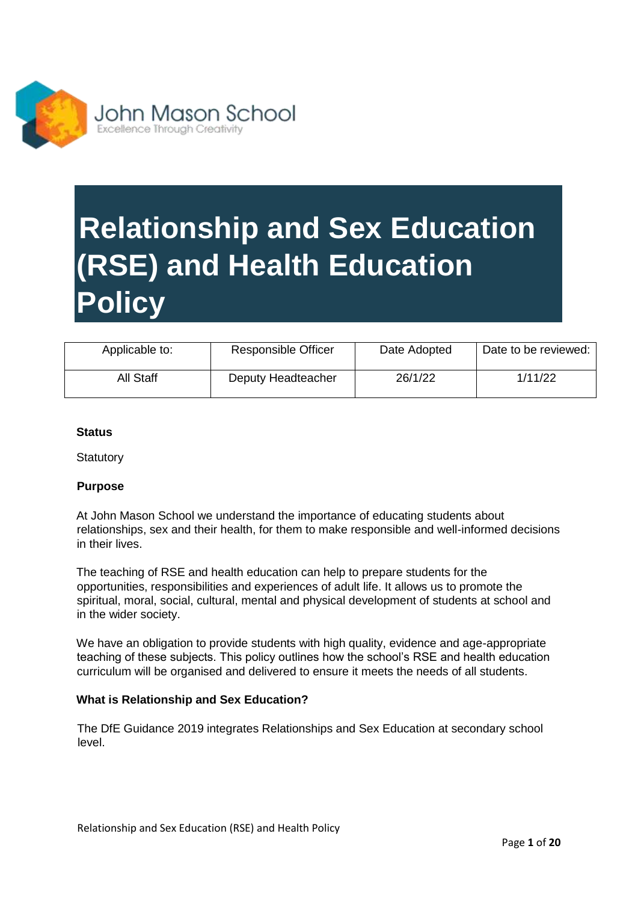John Mason School
Excellence Through Creativity

# Relationship and Sex Education (RSE) and Health Education Policy

| Applicable to: | Responsible Officer | Date Adopted | Date to be reviewed: |
|---|---|---|---|
| All Staff | Deputy Headteacher | 26/1/22 | 1/11/22 |

**Status**

Statutory

**Purpose**

At John Mason School we understand the importance of educating students about relationships, sex and their health, for them to make responsible and well-informed decisions in their lives.

The teaching of RSE and health education can help to prepare students for the opportunities, responsibilities and experiences of adult life. It allows us to promote the spiritual, moral, social, cultural, mental and physical development of students at school and in the wider society.

We have an obligation to provide students with high quality, evidence and age-appropriate teaching of these subjects. This policy outlines how the school's RSE and health education curriculum will be organised and delivered to ensure it meets the needs of all students.

**What is Relationship and Sex Education?**

The DfE Guidance 2019 integrates Relationships and Sex Education at secondary school level.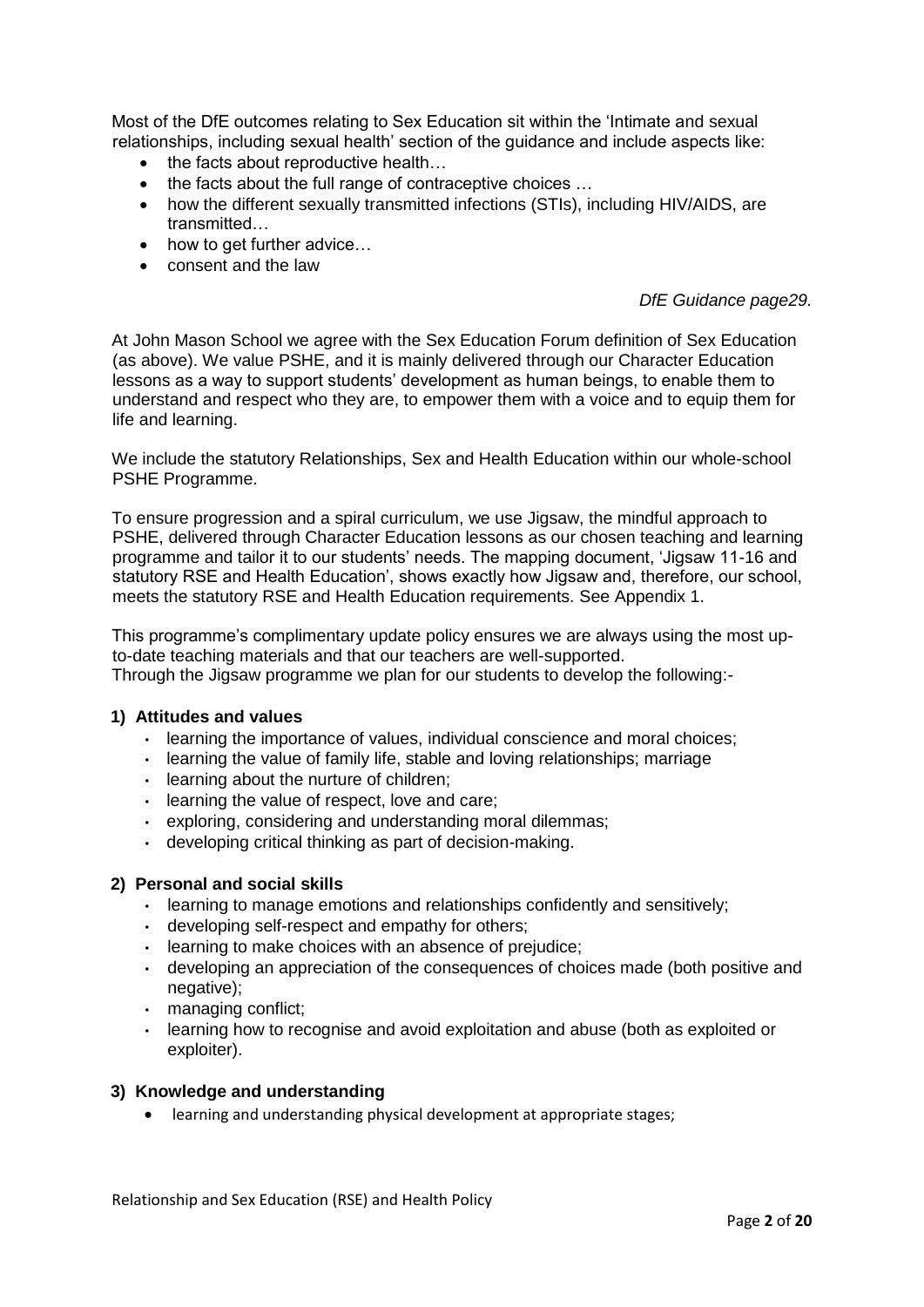Most of the DfE outcomes relating to Sex Education sit within the 'Intimate and sexual relationships, including sexual health' section of the guidance and include aspects like:

- the facts about reproductive health…
- the facts about the full range of contraceptive choices …
- how the different sexually transmitted infections (STIs), including HIV/AIDS, are transmitted…
- how to get further advice…
- consent and the law

*DfE Guidance page29.*

At John Mason School we agree with the Sex Education Forum definition of Sex Education (as above). We value PSHE, and it is mainly delivered through our Character Education lessons as a way to support students' development as human beings, to enable them to understand and respect who they are, to empower them with a voice and to equip them for life and learning.

We include the statutory Relationships, Sex and Health Education within our whole-school PSHE Programme.

To ensure progression and a spiral curriculum, we use Jigsaw, the mindful approach to PSHE, delivered through Character Education lessons as our chosen teaching and learning programme and tailor it to our students' needs. The mapping document, 'Jigsaw 11-16 and statutory RSE and Health Education', shows exactly how Jigsaw and, therefore, our school, meets the statutory RSE and Health Education requirements. See Appendix 1.

This programme's complimentary update policy ensures we are always using the most up-to-date teaching materials and that our teachers are well-supported.
Through the Jigsaw programme we plan for our students to develop the following:-

**1) Attitudes and values**

- learning the importance of values, individual conscience and moral choices;
- learning the value of family life, stable and loving relationships; marriage
- learning about the nurture of children;
- learning the value of respect, love and care;
- exploring, considering and understanding moral dilemmas;
- developing critical thinking as part of decision-making.

**2) Personal and social skills**

- learning to manage emotions and relationships confidently and sensitively;
- developing self-respect and empathy for others;
- learning to make choices with an absence of prejudice;
- developing an appreciation of the consequences of choices made (both positive and negative);
- managing conflict;
- learning how to recognise and avoid exploitation and abuse (both as exploited or exploiter).

**3) Knowledge and understanding**

- learning and understanding physical development at appropriate stages;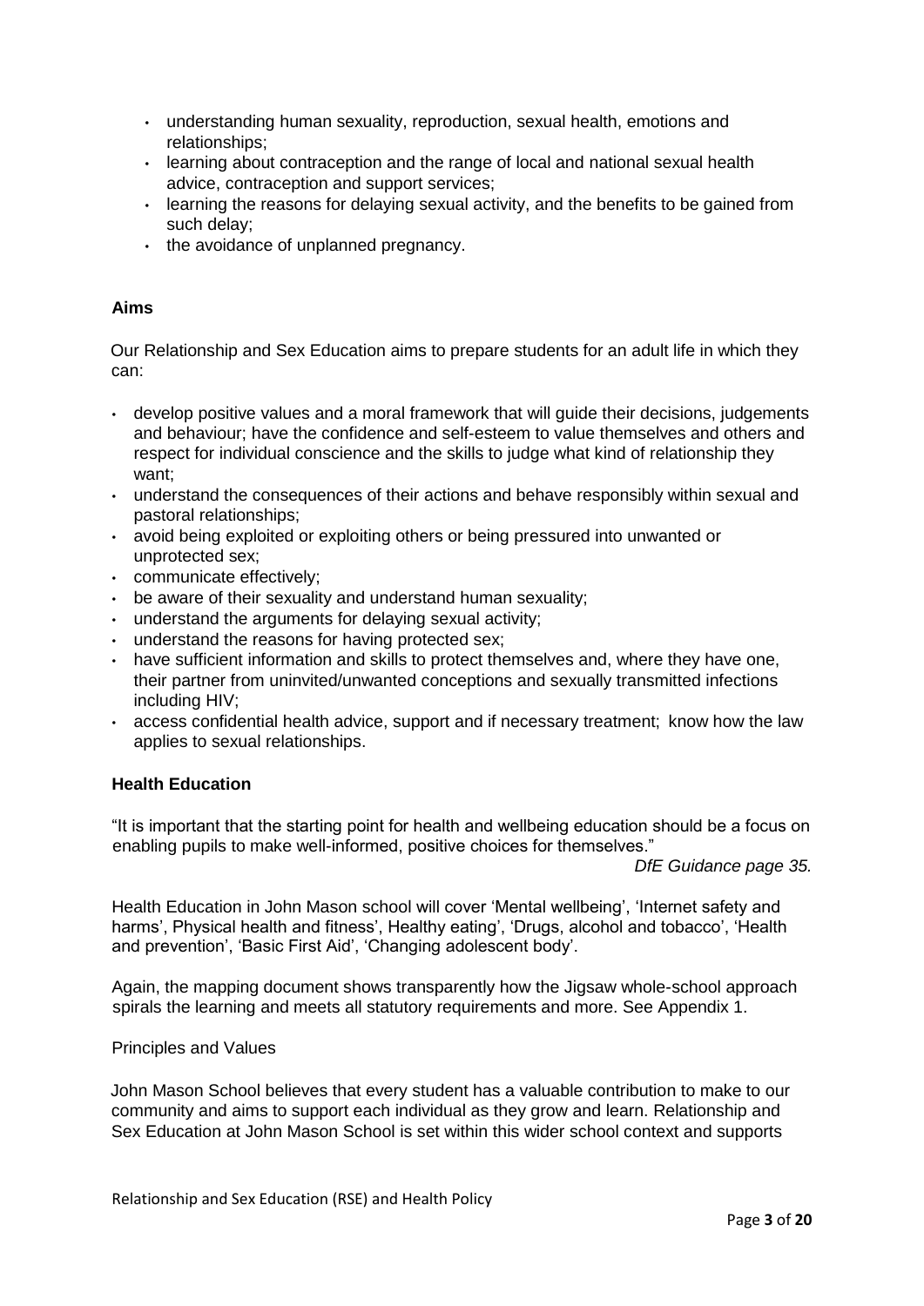- understanding human sexuality, reproduction, sexual health, emotions and relationships;
- learning about contraception and the range of local and national sexual health advice, contraception and support services;
- learning the reasons for delaying sexual activity, and the benefits to be gained from such delay;
- the avoidance of unplanned pregnancy.

**Aims**

Our Relationship and Sex Education aims to prepare students for an adult life in which they can:

- develop positive values and a moral framework that will guide their decisions, judgements and behaviour; have the confidence and self-esteem to value themselves and others and respect for individual conscience and the skills to judge what kind of relationship they want;
- understand the consequences of their actions and behave responsibly within sexual and pastoral relationships;
- avoid being exploited or exploiting others or being pressured into unwanted or unprotected sex;
- communicate effectively;
- be aware of their sexuality and understand human sexuality;
- understand the arguments for delaying sexual activity;
- understand the reasons for having protected sex;
- have sufficient information and skills to protect themselves and, where they have one, their partner from uninvited/unwanted conceptions and sexually transmitted infections including HIV;
- access confidential health advice, support and if necessary treatment; know how the law applies to sexual relationships.

**Health Education**

"It is important that the starting point for health and wellbeing education should be a focus on enabling pupils to make well-informed, positive choices for themselves."

*DfE Guidance page 35.*

Health Education in John Mason school will cover 'Mental wellbeing', 'Internet safety and harms', Physical health and fitness', Healthy eating', 'Drugs, alcohol and tobacco', 'Health and prevention', 'Basic First Aid', 'Changing adolescent body'.

Again, the mapping document shows transparently how the Jigsaw whole-school approach spirals the learning and meets all statutory requirements and more. See Appendix 1.

Principles and Values

John Mason School believes that every student has a valuable contribution to make to our community and aims to support each individual as they grow and learn. Relationship and Sex Education at John Mason School is set within this wider school context and supports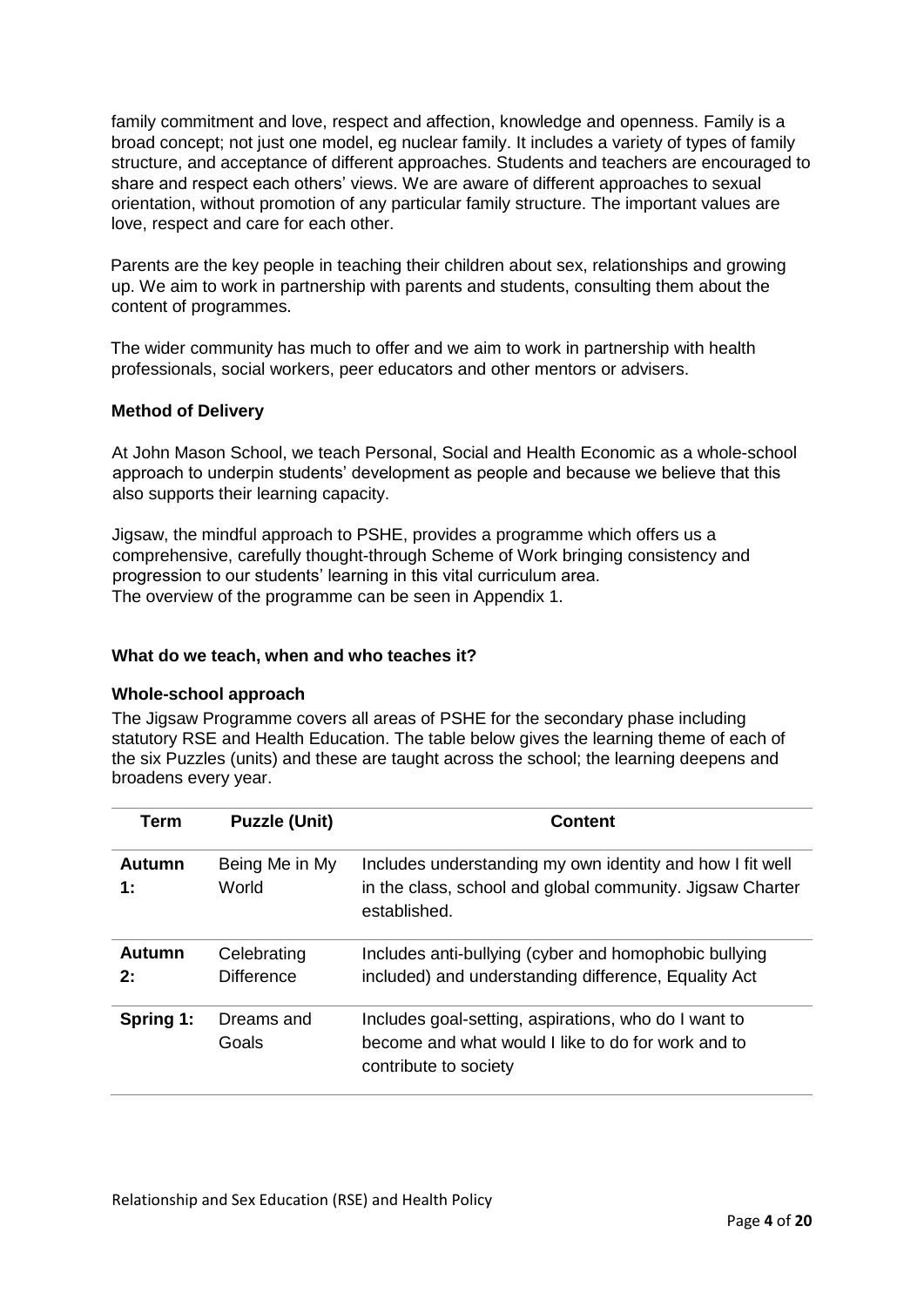family commitment and love, respect and affection, knowledge and openness. Family is a broad concept; not just one model, eg nuclear family. It includes a variety of types of family structure, and acceptance of different approaches. Students and teachers are encouraged to share and respect each others' views. We are aware of different approaches to sexual orientation, without promotion of any particular family structure. The important values are love, respect and care for each other.

Parents are the key people in teaching their children about sex, relationships and growing up. We aim to work in partnership with parents and students, consulting them about the content of programmes.

The wider community has much to offer and we aim to work in partnership with health professionals, social workers, peer educators and other mentors or advisers.

**Method of Delivery**

At John Mason School, we teach Personal, Social and Health Economic as a whole-school approach to underpin students' development as people and because we believe that this also supports their learning capacity.

Jigsaw, the mindful approach to PSHE, provides a programme which offers us a comprehensive, carefully thought-through Scheme of Work bringing consistency and progression to our students' learning in this vital curriculum area.
The overview of the programme can be seen in Appendix 1.

**What do we teach, when and who teaches it?**

**Whole-school approach**

The Jigsaw Programme covers all areas of PSHE for the secondary phase including statutory RSE and Health Education. The table below gives the learning theme of each of the six Puzzles (units) and these are taught across the school; the learning deepens and broadens every year.

| Term | Puzzle (Unit) | Content |
|---|---|---|
| **Autumn 1:** | Being Me in My World | Includes understanding my own identity and how I fit well in the class, school and global community. Jigsaw Charter established. |
| **Autumn 2:** | Celebrating Difference | Includes anti-bullying (cyber and homophobic bullying included) and understanding difference, Equality Act |
| **Spring 1:** | Dreams and Goals | Includes goal-setting, aspirations, who do I want to become and what would I like to do for work and to contribute to society |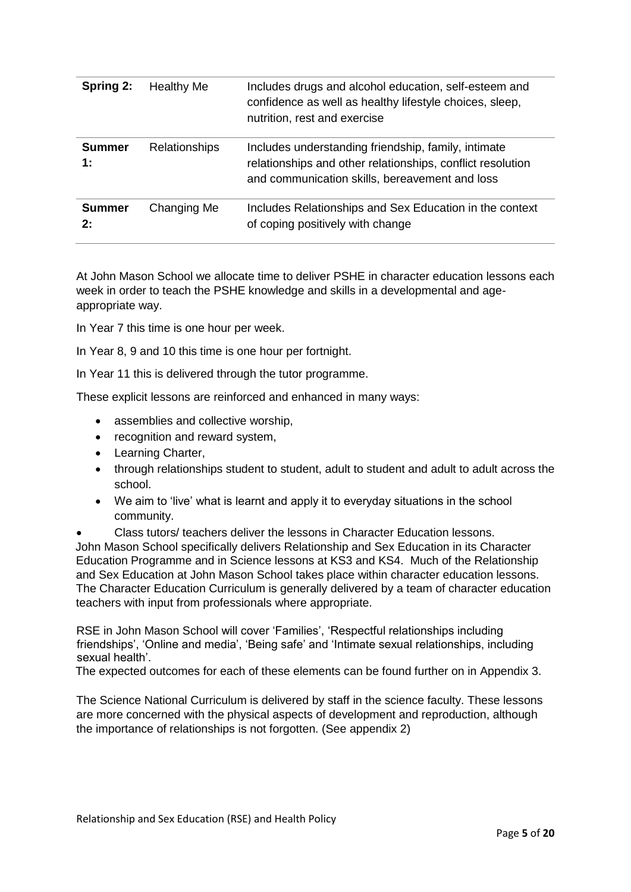| | | |
|---|---|---|
| **Spring 2:** | Healthy Me | Includes drugs and alcohol education, self-esteem and confidence as well as healthy lifestyle choices, sleep, nutrition, rest and exercise |
| **Summer 1:** | Relationships | Includes understanding friendship, family, intimate relationships and other relationships, conflict resolution and communication skills, bereavement and loss |
| **Summer 2:** | Changing Me | Includes Relationships and Sex Education in the context of coping positively with change |

At John Mason School we allocate time to deliver PSHE in character education lessons each week in order to teach the PSHE knowledge and skills in a developmental and age-appropriate way.

In Year 7 this time is one hour per week.

In Year 8, 9 and 10 this time is one hour per fortnight.

In Year 11 this is delivered through the tutor programme.

These explicit lessons are reinforced and enhanced in many ways:

- assemblies and collective worship,
- recognition and reward system,
- Learning Charter,
- through relationships student to student, adult to student and adult to adult across the school.
- We aim to 'live' what is learnt and apply it to everyday situations in the school community.
- Class tutors/ teachers deliver the lessons in Character Education lessons.

John Mason School specifically delivers Relationship and Sex Education in its Character Education Programme and in Science lessons at KS3 and KS4. Much of the Relationship and Sex Education at John Mason School takes place within character education lessons. The Character Education Curriculum is generally delivered by a team of character education teachers with input from professionals where appropriate.

RSE in John Mason School will cover 'Families', 'Respectful relationships including friendships', 'Online and media', 'Being safe' and 'Intimate sexual relationships, including sexual health'.

The expected outcomes for each of these elements can be found further on in Appendix 3.

The Science National Curriculum is delivered by staff in the science faculty. These lessons are more concerned with the physical aspects of development and reproduction, although the importance of relationships is not forgotten. (See appendix 2)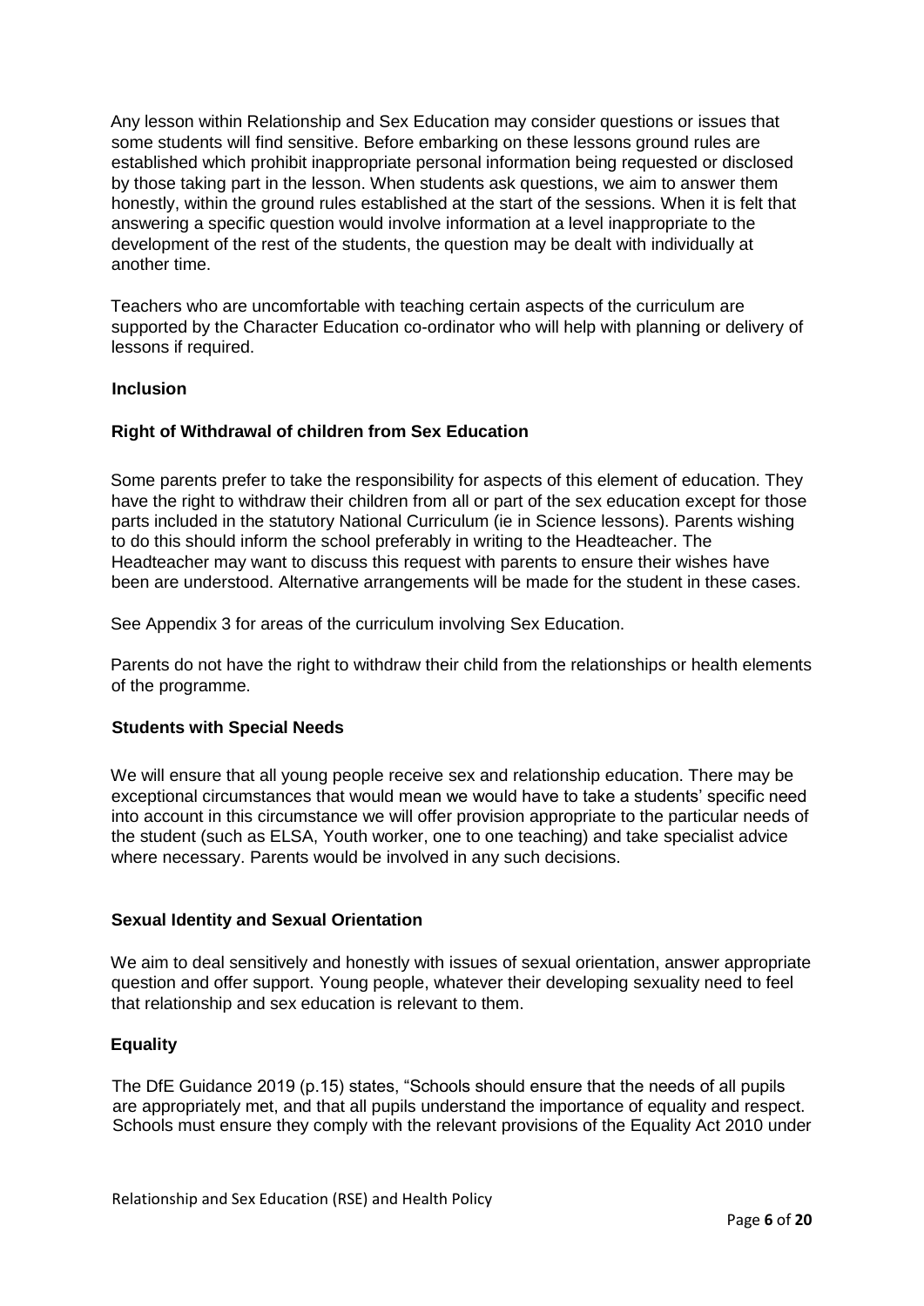Any lesson within Relationship and Sex Education may consider questions or issues that some students will find sensitive. Before embarking on these lessons ground rules are established which prohibit inappropriate personal information being requested or disclosed by those taking part in the lesson. When students ask questions, we aim to answer them honestly, within the ground rules established at the start of the sessions. When it is felt that answering a specific question would involve information at a level inappropriate to the development of the rest of the students, the question may be dealt with individually at another time.

Teachers who are uncomfortable with teaching certain aspects of the curriculum are supported by the Character Education co-ordinator who will help with planning or delivery of lessons if required.

**Inclusion**

**Right of Withdrawal of children from Sex Education**

Some parents prefer to take the responsibility for aspects of this element of education. They have the right to withdraw their children from all or part of the sex education except for those parts included in the statutory National Curriculum (ie in Science lessons). Parents wishing to do this should inform the school preferably in writing to the Headteacher. The Headteacher may want to discuss this request with parents to ensure their wishes have been are understood. Alternative arrangements will be made for the student in these cases.

See Appendix 3 for areas of the curriculum involving Sex Education.

Parents do not have the right to withdraw their child from the relationships or health elements of the programme.

**Students with Special Needs**

We will ensure that all young people receive sex and relationship education. There may be exceptional circumstances that would mean we would have to take a students' specific need into account in this circumstance we will offer provision appropriate to the particular needs of the student (such as ELSA, Youth worker, one to one teaching) and take specialist advice where necessary. Parents would be involved in any such decisions.

**Sexual Identity and Sexual Orientation**

We aim to deal sensitively and honestly with issues of sexual orientation, answer appropriate question and offer support. Young people, whatever their developing sexuality need to feel that relationship and sex education is relevant to them.

**Equality**

The DfE Guidance 2019 (p.15) states, "Schools should ensure that the needs of all pupils are appropriately met, and that all pupils understand the importance of equality and respect. Schools must ensure they comply with the relevant provisions of the Equality Act 2010 under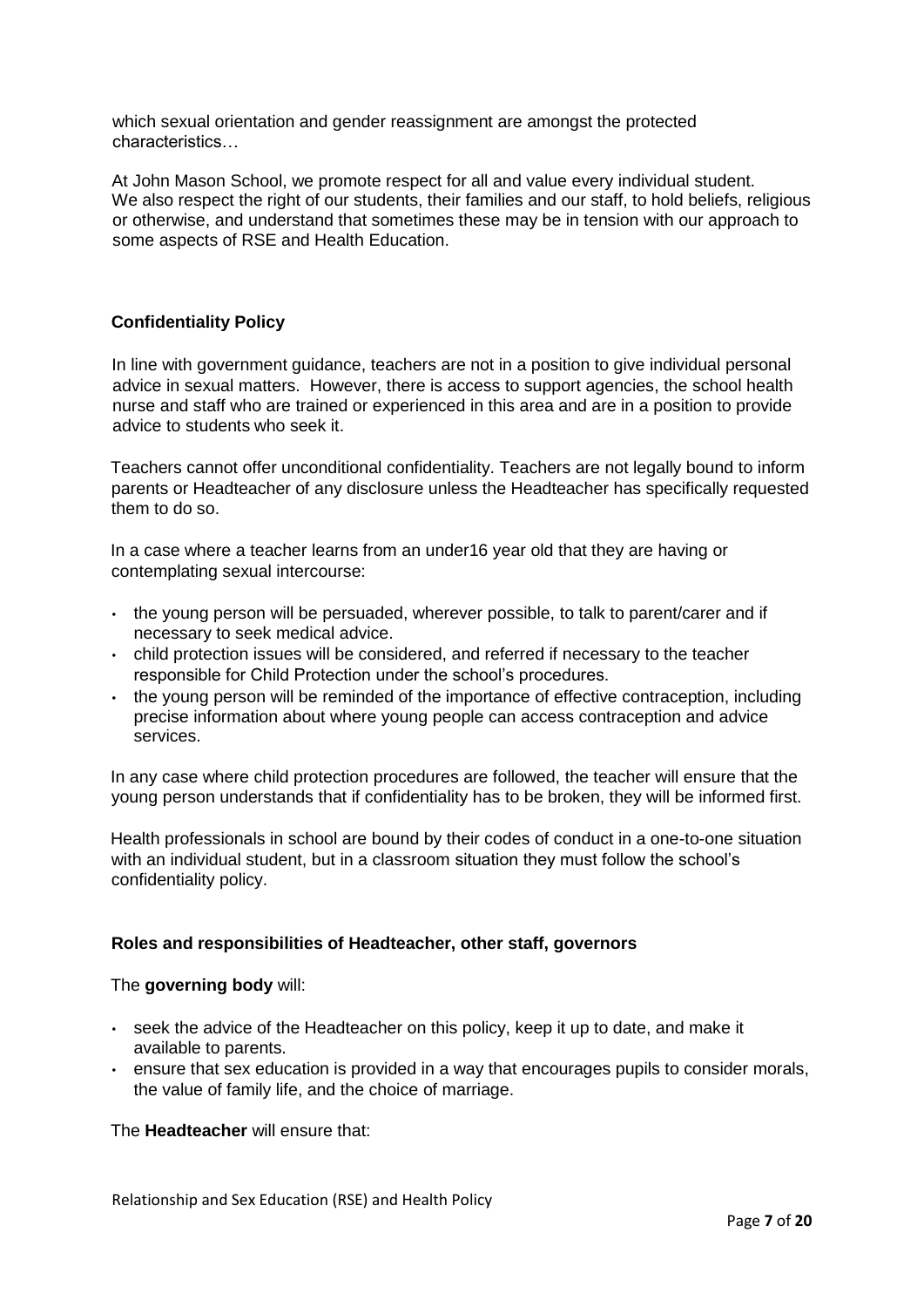which sexual orientation and gender reassignment are amongst the protected characteristics…

At John Mason School, we promote respect for all and value every individual student. We also respect the right of our students, their families and our staff, to hold beliefs, religious or otherwise, and understand that sometimes these may be in tension with our approach to some aspects of RSE and Health Education.

### Confidentiality Policy

In line with government guidance, teachers are not in a position to give individual personal advice in sexual matters. However, there is access to support agencies, the school health nurse and staff who are trained or experienced in this area and are in a position to provide advice to students who seek it.

Teachers cannot offer unconditional confidentiality. Teachers are not legally bound to inform parents or Headteacher of any disclosure unless the Headteacher has specifically requested them to do so.

In a case where a teacher learns from an under16 year old that they are having or contemplating sexual intercourse:

- the young person will be persuaded, wherever possible, to talk to parent/carer and if necessary to seek medical advice.
- child protection issues will be considered, and referred if necessary to the teacher responsible for Child Protection under the school's procedures.
- the young person will be reminded of the importance of effective contraception, including precise information about where young people can access contraception and advice services.

In any case where child protection procedures are followed, the teacher will ensure that the young person understands that if confidentiality has to be broken, they will be informed first.

Health professionals in school are bound by their codes of conduct in a one-to-one situation with an individual student, but in a classroom situation they must follow the school's confidentiality policy.

### Roles and responsibilities of Headteacher, other staff, governors

The **governing body** will:

- seek the advice of the Headteacher on this policy, keep it up to date, and make it available to parents.
- ensure that sex education is provided in a way that encourages pupils to consider morals, the value of family life, and the choice of marriage.

The **Headteacher** will ensure that: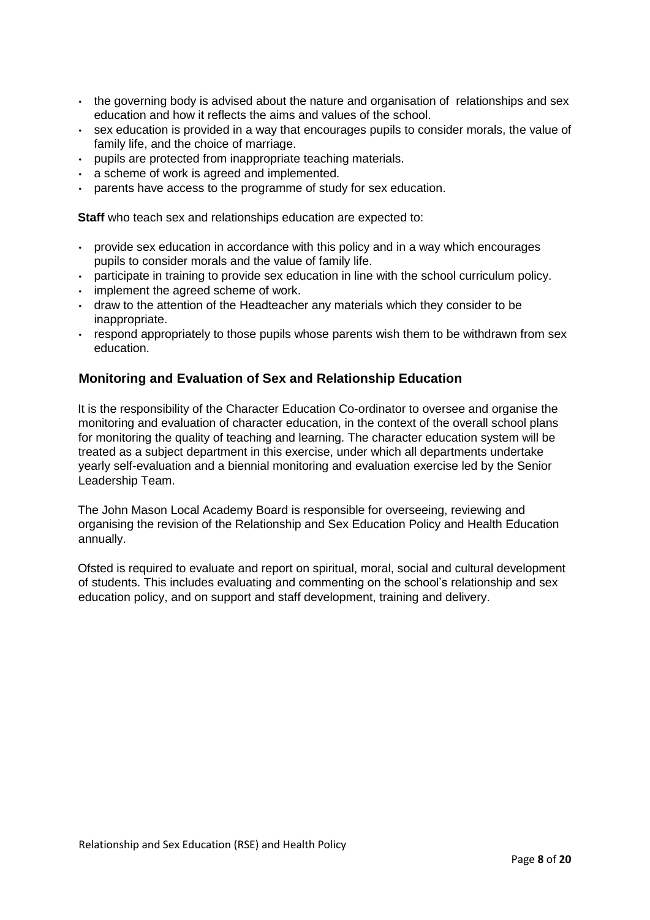- the governing body is advised about the nature and organisation of relationships and sex education and how it reflects the aims and values of the school.
- sex education is provided in a way that encourages pupils to consider morals, the value of family life, and the choice of marriage.
- pupils are protected from inappropriate teaching materials.
- a scheme of work is agreed and implemented.
- parents have access to the programme of study for sex education.

**Staff** who teach sex and relationships education are expected to:

- provide sex education in accordance with this policy and in a way which encourages pupils to consider morals and the value of family life.
- participate in training to provide sex education in line with the school curriculum policy.
- implement the agreed scheme of work.
- draw to the attention of the Headteacher any materials which they consider to be inappropriate.
- respond appropriately to those pupils whose parents wish them to be withdrawn from sex education.

## Monitoring and Evaluation of Sex and Relationship Education

It is the responsibility of the Character Education Co-ordinator to oversee and organise the monitoring and evaluation of character education, in the context of the overall school plans for monitoring the quality of teaching and learning. The character education system will be treated as a subject department in this exercise, under which all departments undertake yearly self-evaluation and a biennial monitoring and evaluation exercise led by the Senior Leadership Team.

The John Mason Local Academy Board is responsible for overseeing, reviewing and organising the revision of the Relationship and Sex Education Policy and Health Education annually.

Ofsted is required to evaluate and report on spiritual, moral, social and cultural development of students. This includes evaluating and commenting on the school's relationship and sex education policy, and on support and staff development, training and delivery.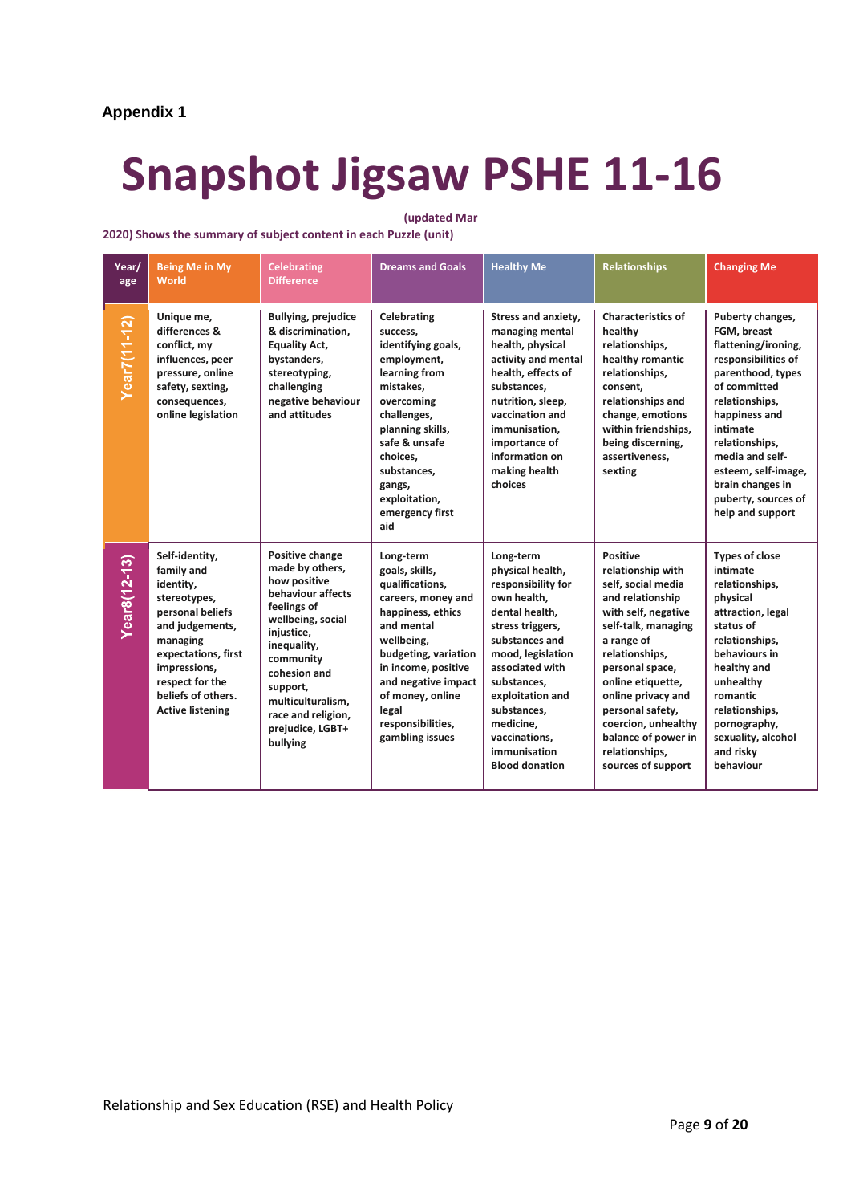**Appendix 1**

# Snapshot Jigsaw PSHE 11-16

**(updated Mar 2020) Shows the summary of subject content in each Puzzle (unit)**

| Year/ age | Being Me in My World | Celebrating Difference | Dreams and Goals | Healthy Me | Relationships | Changing Me |
|---|---|---|---|---|---|---|
| Year7(11-12) | Unique me, differences & conflict, my influences, peer pressure, online safety, sexting, consequences, online legislation | Bullying, prejudice & discrimination, Equality Act, bystanders, stereotyping, challenging negative behaviour and attitudes | Celebrating success, identifying goals, employment, learning from mistakes, overcoming challenges, planning skills, safe & unsafe choices, substances, gangs, exploitation, emergency first aid | Stress and anxiety, managing mental health, physical activity and mental health, effects of substances, nutrition, sleep, vaccination and immunisation, importance of information on making health choices | Characteristics of healthy relationships, healthy romantic relationships, consent, relationships and change, emotions within friendships, being discerning, assertiveness, sexting | Puberty changes, FGM, breast flattening/ironing, responsibilities of parenthood, types of committed relationships, happiness and intimate relationships, media and self-esteem, self-image, brain changes in puberty, sources of help and support |
| Year8(12-13) | Self-identity, family and identity, stereotypes, personal beliefs and judgements, managing expectations, first impressions, respect for the beliefs of others. Active listening | Positive change made by others, how positive behaviour affects feelings of wellbeing, social injustice, inequality, community cohesion and support, multiculturalism, race and religion, prejudice, LGBT+ bullying | Long-term goals, skills, qualifications, careers, money and happiness, ethics and mental wellbeing, budgeting, variation in income, positive and negative impact of money, online legal responsibilities, gambling issues | Long-term physical health, responsibility for own health, dental health, stress triggers, substances and mood, legislation associated with substances, exploitation and substances, medicine, vaccinations, immunisation Blood donation | Positive relationship with self, social media and relationship with self, negative self-talk, managing a range of relationships, personal space, online etiquette, online privacy and personal safety, coercion, unhealthy balance of power in relationships, sources of support | Types of close intimate relationships, physical attraction, legal status of relationships, behaviours in healthy and unhealthy romantic relationships, pornography, sexuality, alcohol and risky behaviour |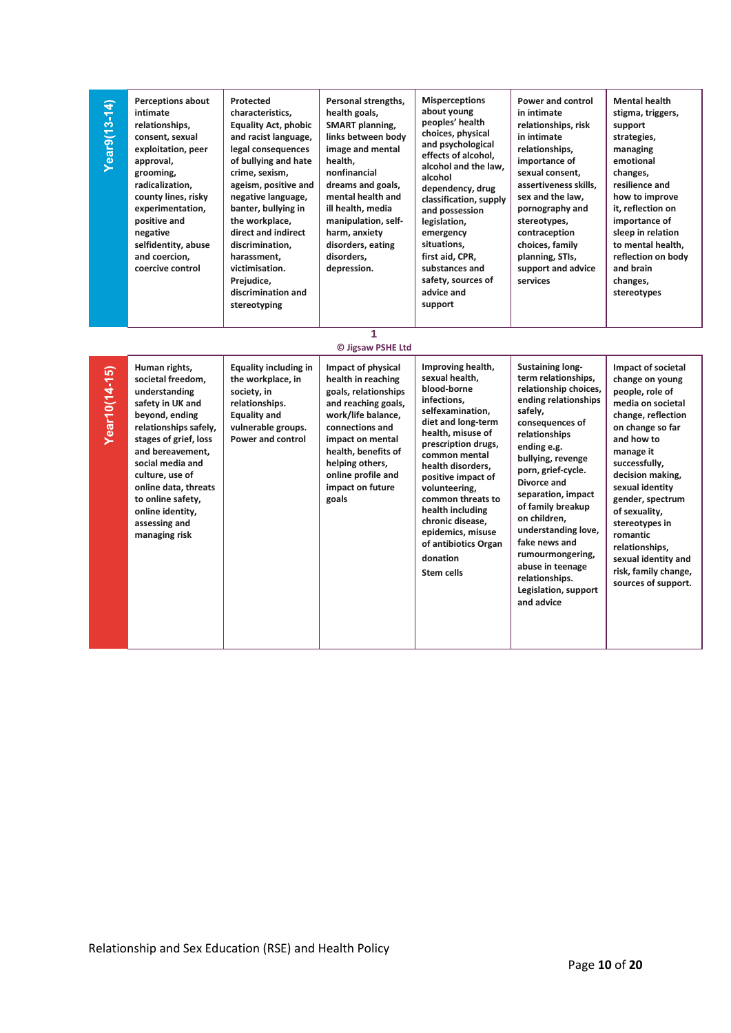| Year9(13-14) | Perceptions about intimate relationships, consent, sexual exploitation, peer approval, grooming, radicalization, county lines, risky experimentation, positive and negative selfidentity, abuse and coercion, coercive control | Protected characteristics, Equality Act, phobic and racist language, legal consequences of bullying and hate crime, sexism, ageism, positive and negative language, banter, bullying in the workplace, direct and indirect discrimination, harassment, victimisation. Prejudice, discrimination and stereotyping | Personal strengths, health goals, SMART planning, links between body image and mental health, nonfinancial dreams and goals, mental health and ill health, media manipulation, self-harm, anxiety disorders, eating disorders, depression. | Misperceptions about young peoples' health choices, physical and psychological effects of alcohol, alcohol and the law, alcohol dependency, drug classification, supply and possession legislation, emergency situations, first aid, CPR, substances and safety, sources of advice and support | Power and control in intimate relationships, risk in intimate relationships, importance of sexual consent, assertiveness skills, sex and the law, pornography and stereotypes, contraception choices, family planning, STIs, support and advice services | Mental health stigma, triggers, support strategies, managing emotional changes, resilience and how to improve it, reflection on importance of sleep in relation to mental health, reflection on body and brain changes, stereotypes |
|---|---|---|---|---|---|---|

© Jigsaw PSHE Ltd

| Year10(14-15) | Human rights, societal freedom, understanding safety in UK and beyond, ending relationships safely, stages of grief, loss and bereavement, social media and culture, use of online data, threats to online safety, online identity, assessing and managing risk | Equality including in the workplace, in society, in relationships. Equality and vulnerable groups. Power and control | Impact of physical health in reaching goals, relationships and reaching goals, work/life balance, connections and impact on mental health, benefits of helping others, online profile and impact on future goals | Improving health, sexual health, blood-borne infections, selfexamination, diet and long-term health, misuse of prescription drugs, common mental health disorders, positive impact of volunteering, common threats to health including chronic disease, epidemics, misuse of antibiotics Organ donation Stem cells | Sustaining long-term relationships, relationship choices, ending relationships safely, consequences of relationships ending e.g. bullying, revenge porn, grief-cycle. Divorce and separation, impact of family breakup on children, understanding love, fake news and rumourmongering, abuse in teenage relationships. Legislation, support and advice | Impact of societal change on young people, role of media on societal change, reflection on change so far and how to manage it successfully, decision making, sexual identity gender, spectrum of sexuality, stereotypes in romantic relationships, sexual identity and risk, family change, sources of support. |
|---|---|---|---|---|---|---|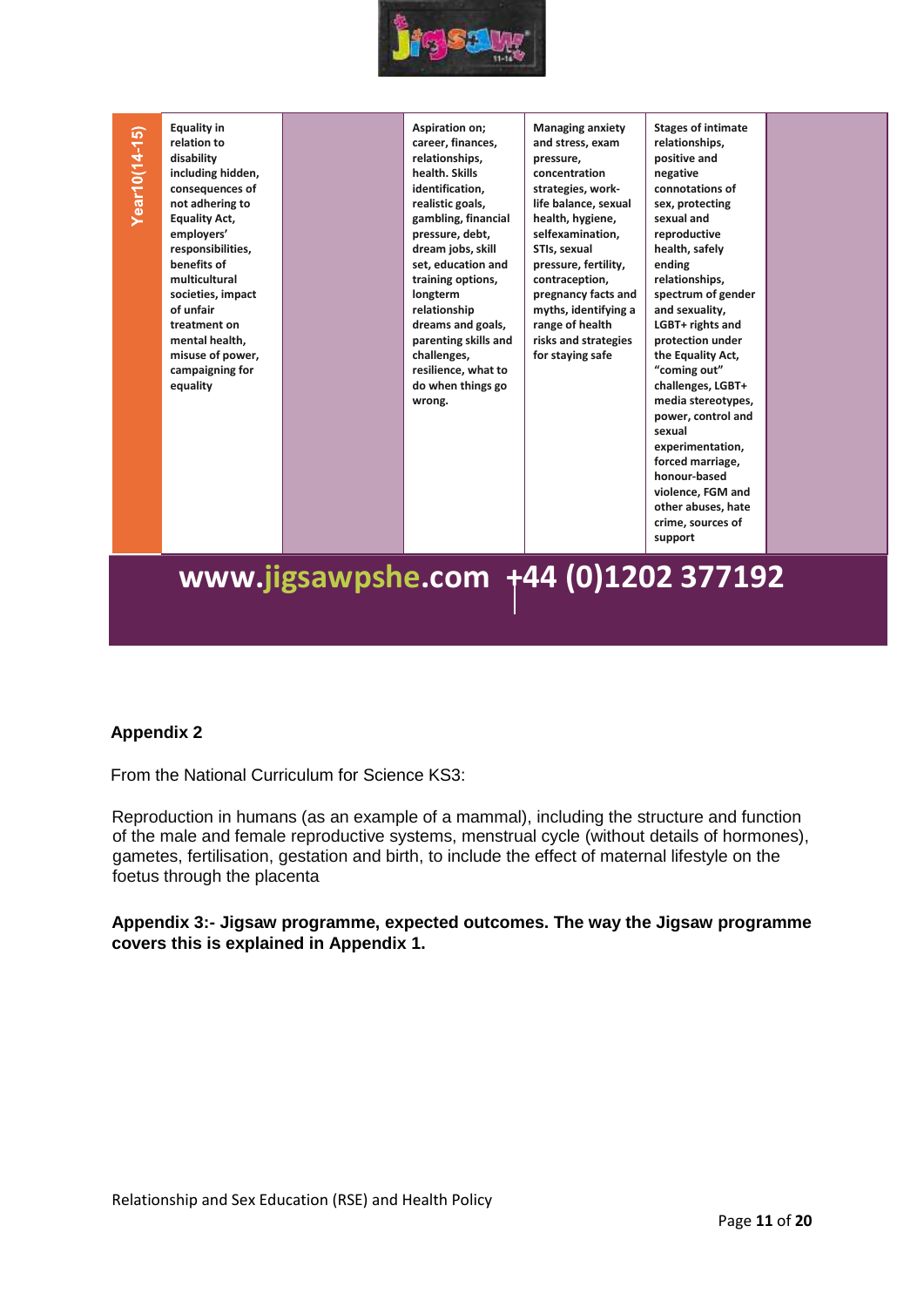| Year10(14-15) | Equality in relation to disability including hidden, consequences of not adhering to Equality Act, employers' responsibilities, benefits of multicultural societies, impact of unfair treatment on mental health, misuse of power, campaigning for equality | | Aspiration on; career, finances, relationships, health. Skills identification, realistic goals, gambling, financial pressure, debt, dream jobs, skill set, education and training options, longterm relationship dreams and goals, parenting skills and challenges, resilience, what to do when things go wrong. | Managing anxiety and stress, exam pressure, concentration strategies, work-life balance, sexual health, hygiene, selfexamination, STIs, sexual pressure, fertility, contraception, pregnancy facts and myths, identifying a range of health risks and strategies for staying safe | Stages of intimate relationships, positive and negative connotations of sex, protecting sexual and reproductive health, safely ending relationships, spectrum of gender and sexuality, LGBT+ rights and protection under the Equality Act, "coming out" challenges, LGBT+ media stereotypes, power, control and sexual experimentation, forced marriage, honour-based violence, FGM and other abuses, hate crime, sources of support | |
|---|---|---|---|---|---|---|

www.jigsawpshe.com +44 (0)1202 377192

**Appendix 2**

From the National Curriculum for Science KS3:

Reproduction in humans (as an example of a mammal), including the structure and function of the male and female reproductive systems, menstrual cycle (without details of hormones), gametes, fertilisation, gestation and birth, to include the effect of maternal lifestyle on the foetus through the placenta

**Appendix 3:- Jigsaw programme, expected outcomes. The way the Jigsaw programme covers this is explained in Appendix 1.**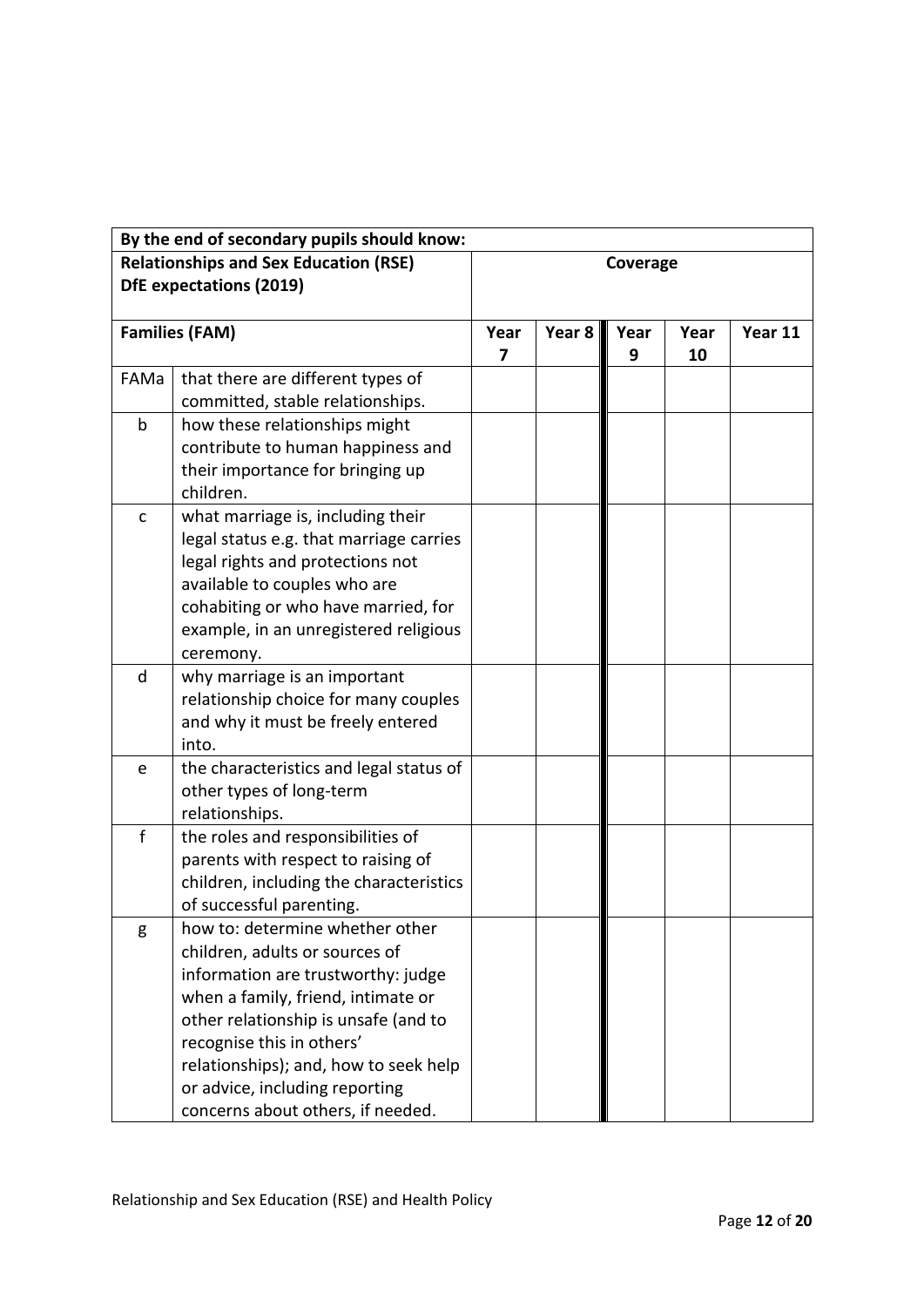| By the end of secondary pupils should know: | | | | | | |
|---|---|---|---|---|---|---|
| **Relationships and Sex Education (RSE) DfE expectations (2019)** | | **Coverage** | | | | |
| **Families (FAM)** | | **Year 7** | **Year 8** | **Year 9** | **Year 10** | **Year 11** |
| FAMa | that there are different types of committed, stable relationships. | | | | | |
| b | how these relationships might contribute to human happiness and their importance for bringing up children. | | | | | |
| c | what marriage is, including their legal status e.g. that marriage carries legal rights and protections not available to couples who are cohabiting or who have married, for example, in an unregistered religious ceremony. | | | | | |
| d | why marriage is an important relationship choice for many couples and why it must be freely entered into. | | | | | |
| e | the characteristics and legal status of other types of long-term relationships. | | | | | |
| f | the roles and responsibilities of parents with respect to raising of children, including the characteristics of successful parenting. | | | | | |
| g | how to: determine whether other children, adults or sources of information are trustworthy: judge when a family, friend, intimate or other relationship is unsafe (and to recognise this in others' relationships); and, how to seek help or advice, including reporting concerns about others, if needed. | | | | | |

Relationship and Sex Education (RSE) and Health Policy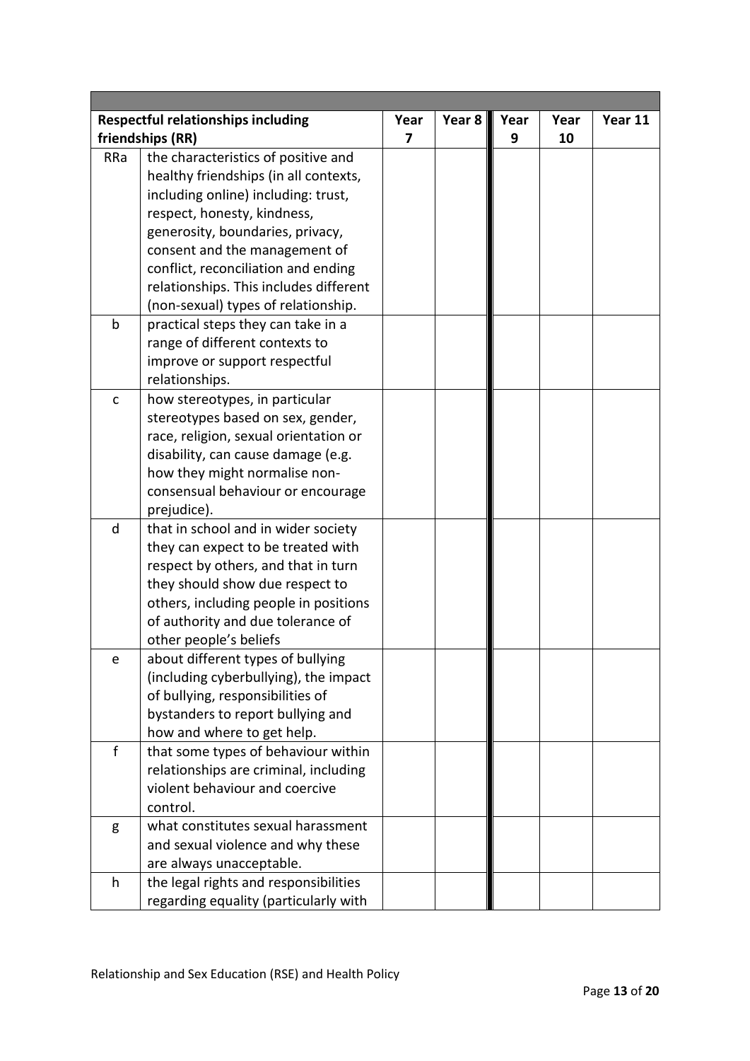| Respectful relationships including friendships (RR) | | Year 7 | Year 8 | Year 9 | Year 10 | Year 11 |
|---|---|---|---|---|---|---|
| RRa | the characteristics of positive and healthy friendships (in all contexts, including online) including: trust, respect, honesty, kindness, generosity, boundaries, privacy, consent and the management of conflict, reconciliation and ending relationships. This includes different (non-sexual) types of relationship. | | | | | |
| b | practical steps they can take in a range of different contexts to improve or support respectful relationships. | | | | | |
| c | how stereotypes, in particular stereotypes based on sex, gender, race, religion, sexual orientation or disability, can cause damage (e.g. how they might normalise non-consensual behaviour or encourage prejudice). | | | | | |
| d | that in school and in wider society they can expect to be treated with respect by others, and that in turn they should show due respect to others, including people in positions of authority and due tolerance of other people's beliefs | | | | | |
| e | about different types of bullying (including cyberbullying), the impact of bullying, responsibilities of bystanders to report bullying and how and where to get help. | | | | | |
| f | that some types of behaviour within relationships are criminal, including violent behaviour and coercive control. | | | | | |
| g | what constitutes sexual harassment and sexual violence and why these are always unacceptable. | | | | | |
| h | the legal rights and responsibilities regarding equality (particularly with | | | | | |

Relationship and Sex Education (RSE) and Health Policy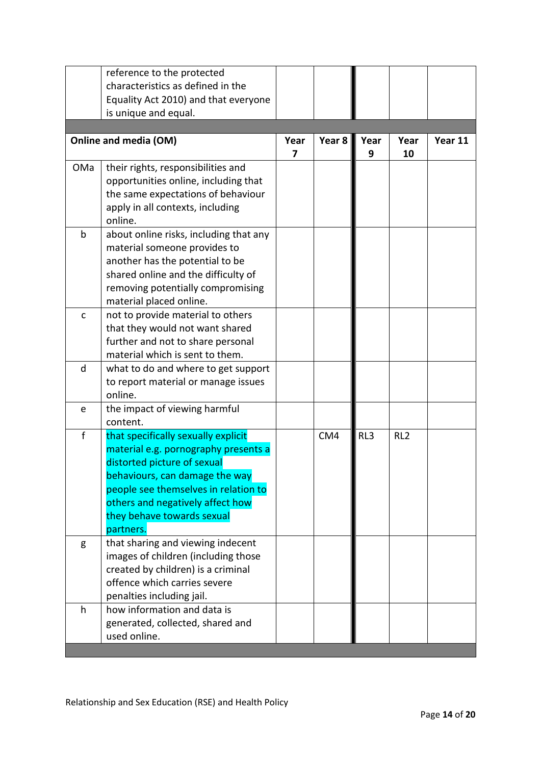| | | Year 7 | Year 8 | Year 9 | Year 10 | Year 11 |
|---|---|---|---|---|---|---|
| | reference to the protected characteristics as defined in the Equality Act 2010) and that everyone is unique and equal. | | | | | |
| | | | | | | |
| **Online and media (OM)** | | **Year 7** | **Year 8** | **Year 9** | **Year 10** | **Year 11** |
| OMa | their rights, responsibilities and opportunities online, including that the same expectations of behaviour apply in all contexts, including online. | | | | | |
| b | about online risks, including that any material someone provides to another has the potential to be shared online and the difficulty of removing potentially compromising material placed online. | | | | | |
| c | not to provide material to others that they would not want shared further and not to share personal material which is sent to them. | | | | | |
| d | what to do and where to get support to report material or manage issues online. | | | | | |
| e | the impact of viewing harmful content. | | | | | |
| f | that specifically sexually explicit material e.g. pornography presents a distorted picture of sexual behaviours, can damage the way people see themselves in relation to others and negatively affect how they behave towards sexual partners. | | CM4 | RL3 | RL2 | |
| g | that sharing and viewing indecent images of children (including those created by children) is a criminal offence which carries severe penalties including jail. | | | | | |
| h | how information and data is generated, collected, shared and used online. | | | | | |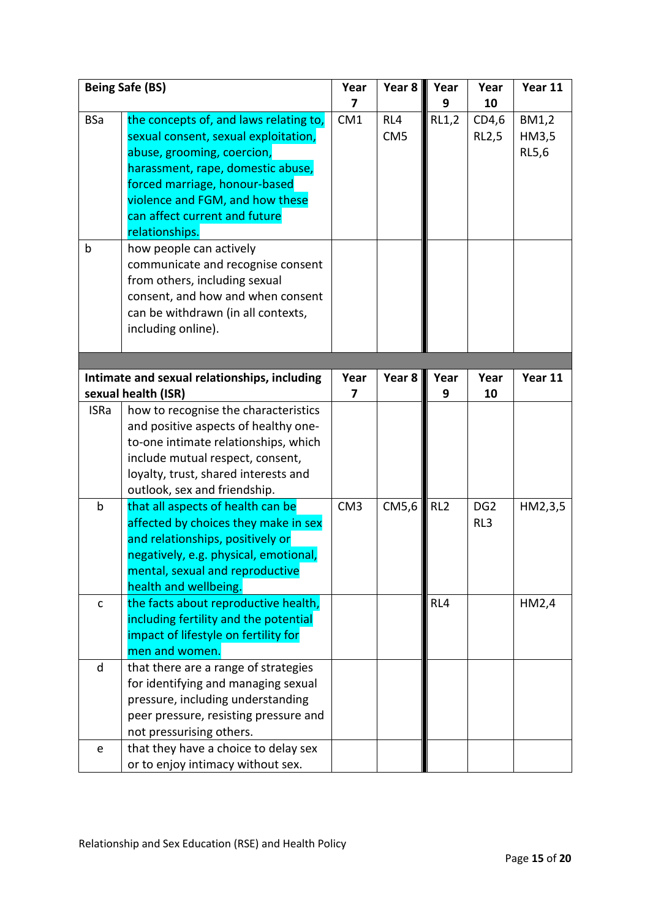| Being Safe (BS) | | Year 7 | Year 8 | Year 9 | Year 10 | Year 11 |
|---|---|---|---|---|---|---|
| BSa | the concepts of, and laws relating to, sexual consent, sexual exploitation, abuse, grooming, coercion, harassment, rape, domestic abuse, forced marriage, honour-based violence and FGM, and how these can affect current and future relationships. | CM1 | RL4 CM5 | RL1,2 | CD4,6 RL2,5 | BM1,2 HM3,5 RL5,6 |
| b | how people can actively communicate and recognise consent from others, including sexual consent, and how and when consent can be withdrawn (in all contexts, including online). | | | | | |

| Intimate and sexual relationships, including sexual health (ISR) | | Year 7 | Year 8 | Year 9 | Year 10 | Year 11 |
|---|---|---|---|---|---|---|
| ISRa | how to recognise the characteristics and positive aspects of healthy one-to-one intimate relationships, which include mutual respect, consent, loyalty, trust, shared interests and outlook, sex and friendship. | | | | | |
| b | that all aspects of health can be affected by choices they make in sex and relationships, positively or negatively, e.g. physical, emotional, mental, sexual and reproductive health and wellbeing. | CM3 | CM5,6 | RL2 | DG2 RL3 | HM2,3,5 |
| c | the facts about reproductive health, including fertility and the potential impact of lifestyle on fertility for men and women. | | | RL4 | | HM2,4 |
| d | that there are a range of strategies for identifying and managing sexual pressure, including understanding peer pressure, resisting pressure and not pressurising others. | | | | | |
| e | that they have a choice to delay sex or to enjoy intimacy without sex. | | | | | |

Relationship and Sex Education (RSE) and Health Policy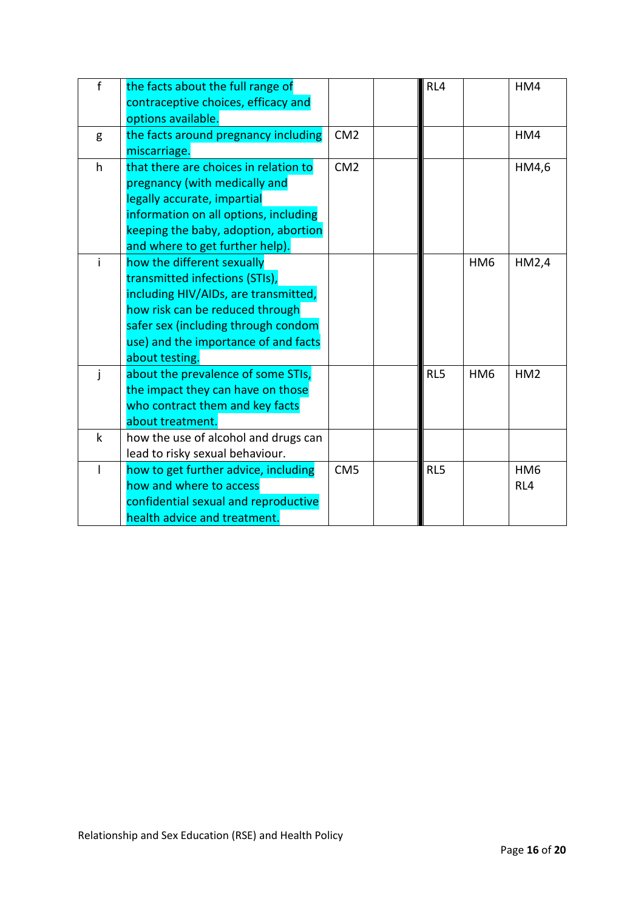| | | | | | | |
|---|---|---|---|---|---|---|
| f | the facts about the full range of contraceptive choices, efficacy and options available. | | | RL4 | | HM4 |
| g | the facts around pregnancy including miscarriage. | CM2 | | | | HM4 |
| h | that there are choices in relation to pregnancy (with medically and legally accurate, impartial information on all options, including keeping the baby, adoption, abortion and where to get further help). | CM2 | | | | HM4,6 |
| i | how the different sexually transmitted infections (STIs), including HIV/AIDs, are transmitted, how risk can be reduced through safer sex (including through condom use) and the importance of and facts about testing. | | | | HM6 | HM2,4 |
| j | about the prevalence of some STIs, the impact they can have on those who contract them and key facts about treatment. | | | RL5 | HM6 | HM2 |
| k | how the use of alcohol and drugs can lead to risky sexual behaviour. | | | | | |
| l | how to get further advice, including how and where to access confidential sexual and reproductive health advice and treatment. | CM5 | | RL5 | | HM6<br>RL4 |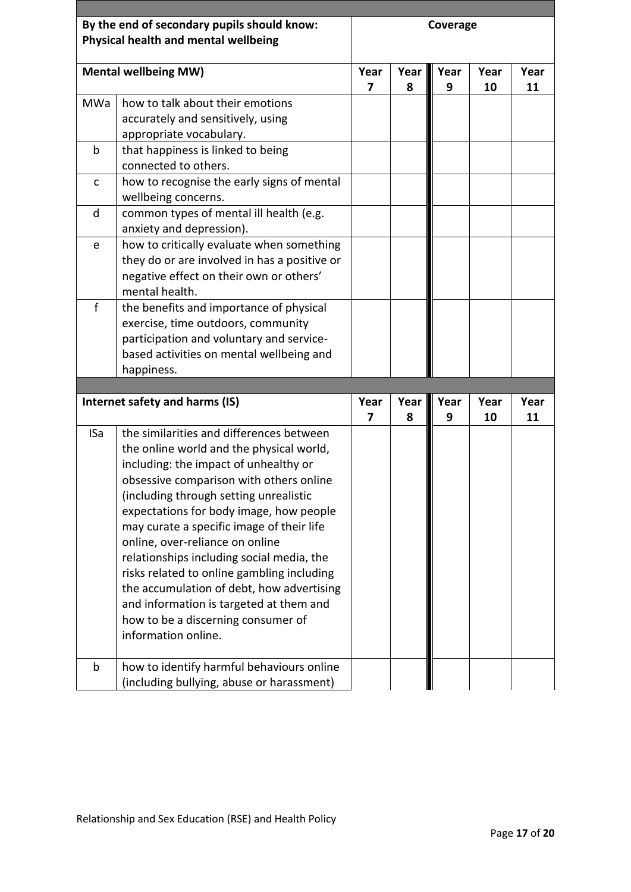| By the end of secondary pupils should know: Physical health and mental wellbeing | | Coverage | | | | |
|---|---|---|---|---|---|---|
| **Mental wellbeing MW)** | | **Year 7** | **Year 8** | **Year 9** | **Year 10** | **Year 11** |
| MWa | how to talk about their emotions accurately and sensitively, using appropriate vocabulary. | | | | | |
| b | that happiness is linked to being connected to others. | | | | | |
| c | how to recognise the early signs of mental wellbeing concerns. | | | | | |
| d | common types of mental ill health (e.g. anxiety and depression). | | | | | |
| e | how to critically evaluate when something they do or are involved in has a positive or negative effect on their own or others' mental health. | | | | | |
| f | the benefits and importance of physical exercise, time outdoors, community participation and voluntary and service-based activities on mental wellbeing and happiness. | | | | | |
| **Internet safety and harms (IS)** | | **Year 7** | **Year 8** | **Year 9** | **Year 10** | **Year 11** |
| ISa | the similarities and differences between the online world and the physical world, including: the impact of unhealthy or obsessive comparison with others online (including through setting unrealistic expectations for body image, how people may curate a specific image of their life online, over-reliance on online relationships including social media, the risks related to online gambling including the accumulation of debt, how advertising and information is targeted at them and how to be a discerning consumer of information online. | | | | | |
| b | how to identify harmful behaviours online (including bullying, abuse or harassment) | | | | | |

Relationship and Sex Education (RSE) and Health Policy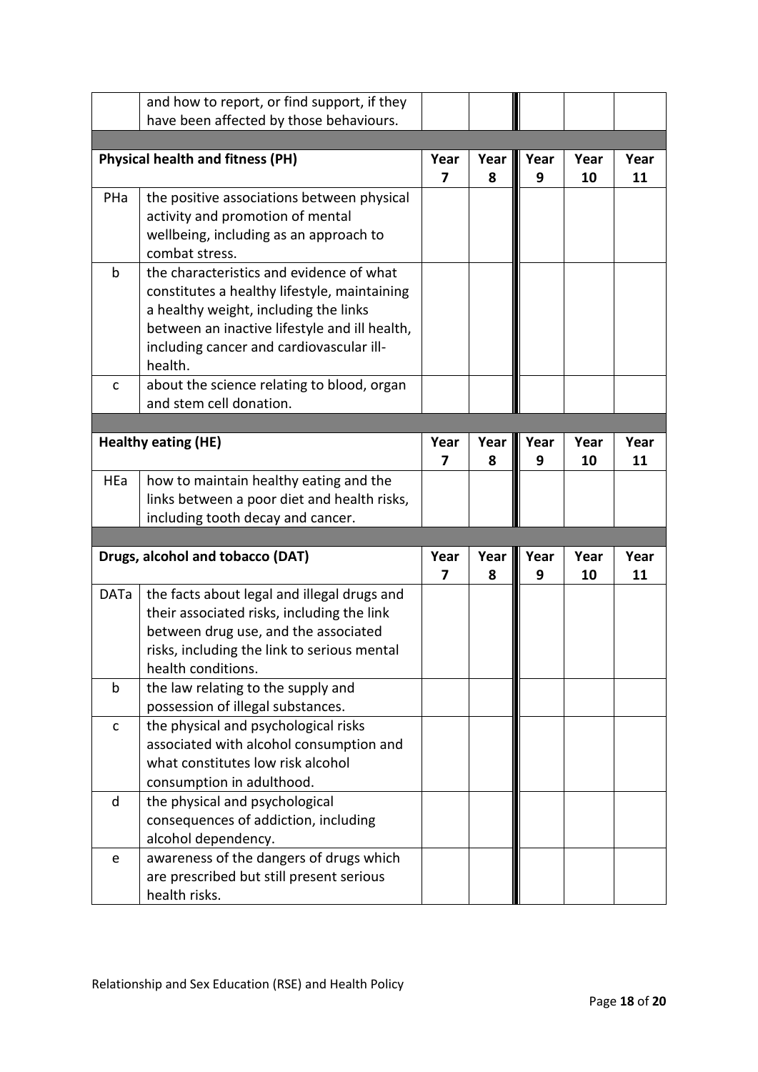|  | and how to report, or find support, if they have been affected by those behaviours. |  |  |  |  |  |
|---|---|---|---|---|---|---|

| **Physical health and fitness (PH)** | | **Year 7** | **Year 8** | **Year 9** | **Year 10** | **Year 11** |
|---|---|---|---|---|---|---|
| PHa | the positive associations between physical activity and promotion of mental wellbeing, including as an approach to combat stress. |  |  |  |  |  |
| b | the characteristics and evidence of what constitutes a healthy lifestyle, maintaining a healthy weight, including the links between an inactive lifestyle and ill health, including cancer and cardiovascular ill-health. |  |  |  |  |  |
| c | about the science relating to blood, organ and stem cell donation. |  |  |  |  |  |

| **Healthy eating (HE)** | | **Year 7** | **Year 8** | **Year 9** | **Year 10** | **Year 11** |
|---|---|---|---|---|---|---|
| HEa | how to maintain healthy eating and the links between a poor diet and health risks, including tooth decay and cancer. |  |  |  |  |  |

| **Drugs, alcohol and tobacco (DAT)** | | **Year 7** | **Year 8** | **Year 9** | **Year 10** | **Year 11** |
|---|---|---|---|---|---|---|
| DATa | the facts about legal and illegal drugs and their associated risks, including the link between drug use, and the associated risks, including the link to serious mental health conditions. |  |  |  |  |  |
| b | the law relating to the supply and possession of illegal substances. |  |  |  |  |  |
| c | the physical and psychological risks associated with alcohol consumption and what constitutes low risk alcohol consumption in adulthood. |  |  |  |  |  |
| d | the physical and psychological consequences of addiction, including alcohol dependency. |  |  |  |  |  |
| e | awareness of the dangers of drugs which are prescribed but still present serious health risks. |  |  |  |  |  |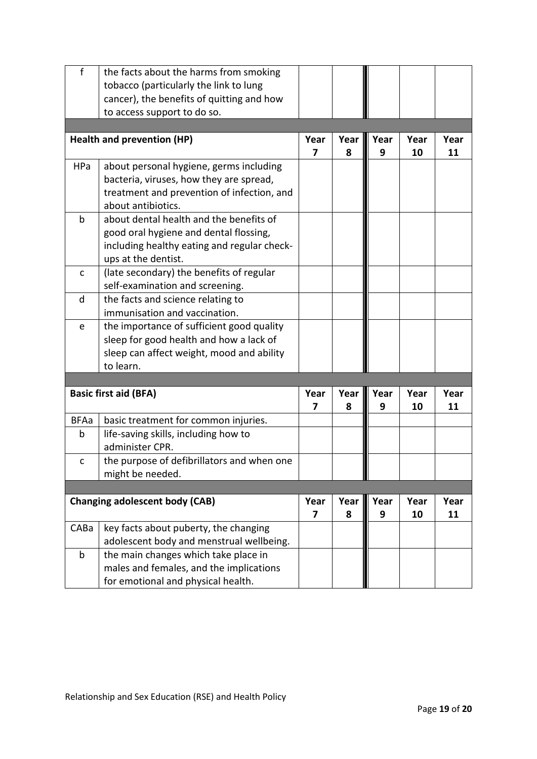| | | | | | | |
|---|---|---|---|---|---|---|
| f | the facts about the harms from smoking tobacco (particularly the link to lung cancer), the benefits of quitting and how to access support to do so. | | | | | |

| Health and prevention (HP) | | Year 7 | Year 8 | Year 9 | Year 10 | Year 11 |
|---|---|---|---|---|---|---|
| HPa | about personal hygiene, germs including bacteria, viruses, how they are spread, treatment and prevention of infection, and about antibiotics. | | | | | |
| b | about dental health and the benefits of good oral hygiene and dental flossing, including healthy eating and regular check-ups at the dentist. | | | | | |
| c | (late secondary) the benefits of regular self-examination and screening. | | | | | |
| d | the facts and science relating to immunisation and vaccination. | | | | | |
| e | the importance of sufficient good quality sleep for good health and how a lack of sleep can affect weight, mood and ability to learn. | | | | | |

| Basic first aid (BFA) | | Year 7 | Year 8 | Year 9 | Year 10 | Year 11 |
|---|---|---|---|---|---|---|
| BFAa | basic treatment for common injuries. | | | | | |
| b | life-saving skills, including how to administer CPR. | | | | | |
| c | the purpose of defibrillators and when one might be needed. | | | | | |

| Changing adolescent body (CAB) | | Year 7 | Year 8 | Year 9 | Year 10 | Year 11 |
|---|---|---|---|---|---|---|
| CABa | key facts about puberty, the changing adolescent body and menstrual wellbeing. | | | | | |
| b | the main changes which take place in males and females, and the implications for emotional and physical health. | | | | | |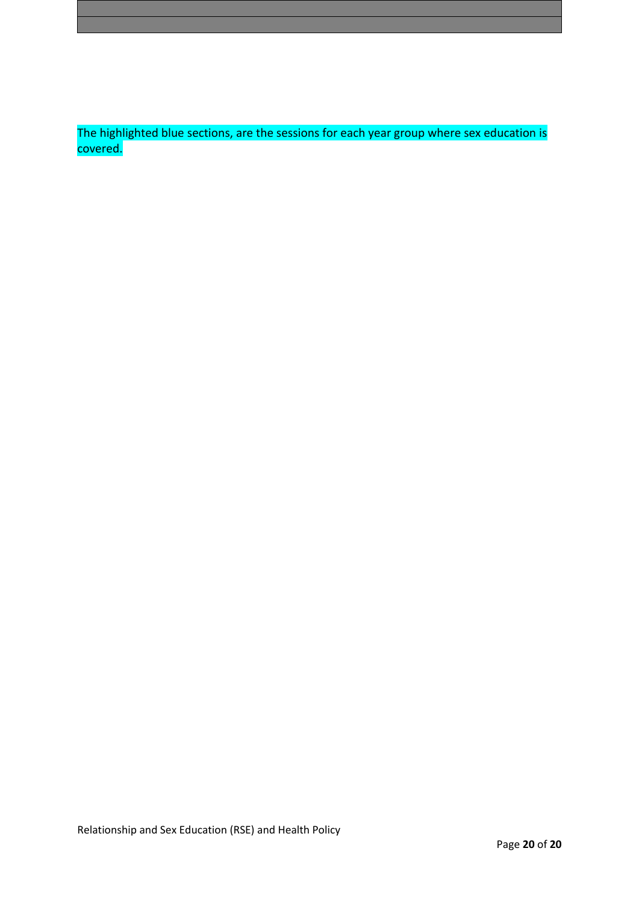| |
|---|
| |

The highlighted blue sections, are the sessions for each year group where sex education is covered.